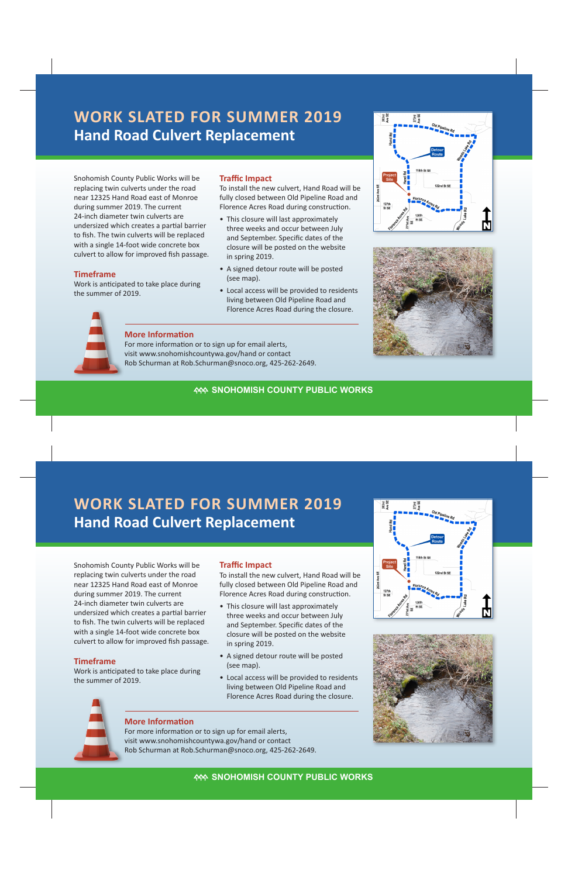# WORK SLATED FOR SUMMER 2019

## Hand Road Culvert Replacement

Snohomish County Public Works will be replacing twin culverts under the road near 12325 Hand Road east of Monroe during summer 2019. The current 24-inch diameter twin culverts are undersized which creates a partial barrier to fish. The twin culverts will be replaced with a single 14-foot wide concrete box culvert to allow for improved fish passage.

### Timeframe

Work is anticipated to take place during the summer of 2019.

### Traffic Impact

To install the new culvert, Hand Road will be fully closed between Old Pipeline Road and Florence Acres Road during construction.

- This closure will last approximately three weeks and occur between July and September. Specific dates of the closure will be posted on the website in spring 2019.
- A signed detour route will be posted (see map).
- Local access will be provided to residents living between Old Pipeline Road and Florence Acres Road during the closure.

### More Information

For more information or to sign up for email alerts, visit www.snohomishcountywa.gov/hand or contact Rob Schurman at Rob.Schurman@snoco.org, 425-262-2649.

**SNOHOMISH COUNTY PUBLIC WORKS**

# WORK SLATED FOR SUMMER 2019

## Hand Road Culvert Replacement

Snohomish County Public Works will be replacing twin culverts under the road near 12325 Hand Road east of Monroe during summer 2019. The current 24-inch diameter twin culverts are undersized which creates a partial barrier to fish. The twin culverts will be replaced with a single 14-foot wide concrete box culvert to allow for improved fish passage.

### Timeframe

Work is anticipated to take place during the summer of 2019.

### Traffic Impact

To install the new culvert, Hand Road will be fully closed between Old Pipeline Road and Florence Acres Road during construction.

- This closure will last approximately three weeks and occur between July and September. Specific dates of the closure will be posted on the website in spring 2019.
- A signed detour route will be posted (see map).
- Local access will be provided to residents living between Old Pipeline Road and Florence Acres Road during the closure.

### More Information

For more information or to sign up for email alerts, visit www.snohomishcountywa.gov/hand or contact Rob Schurman at Rob.Schurman@snoco.org, 425-262-2649.

**SNOHOMISH COUNTY PUBLIC WORKS**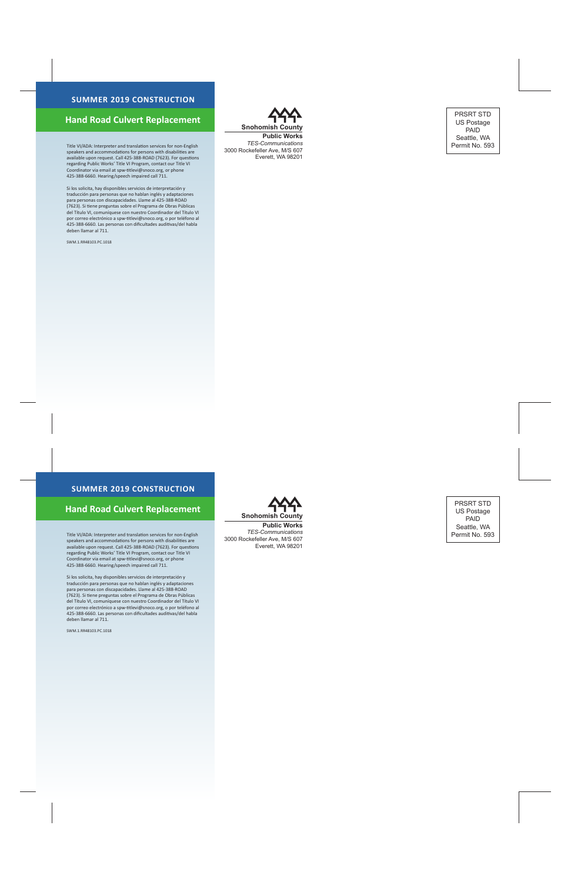## SUMMER 2019 CONSTRUCTION

## Hand Road Culvert Replacement

Title VI/ADA: Interpreter and translation services for non-English speakers and accommodations for persons with disabilities are available upon request. Call 425-388-ROAD (7623). For questions regarding Public Works' Title VI Program, contact our Title VI Coordinator via email at spw-titlevi@snoco.org, or phone 425-388-6660. Hearing/speech impaired call 711.

Si los solicita, hay disponibles servicios de interpretación y traducción para personas que no hablan inglés y adaptaciones para personas con discapacidades. Llame al 425-388-ROAD (7623). Si tiene preguntas sobre el Programa de Obras Públicas del Título VI, comuníquese con nuestro Coordinador del Título VI por correo electrónico a spw-titlevi@snoco.org, o por teléfono al 425-388-6660. Las personas con dificultades auditivas/del habla deben llamar al 711.

SWM.1.RR48103.PC.1018

**Snohomish County**
**Public Works**
*TES-Communications*
3000 Rockefeller Ave, M/S 607
Everett, WA 98201

PRSRT STD
US Postage
PAID
Seattle, WA
Permit No. 593

## SUMMER 2019 CONSTRUCTION

## Hand Road Culvert Replacement

Title VI/ADA: Interpreter and translation services for non-English speakers and accommodations for persons with disabilities are available upon request. Call 425-388-ROAD (7623). For questions regarding Public Works' Title VI Program, contact our Title VI Coordinator via email at spw-titlevi@snoco.org, or phone 425-388-6660. Hearing/speech impaired call 711.

Si los solicita, hay disponibles servicios de interpretación y traducción para personas que no hablan inglés y adaptaciones para personas con discapacidades. Llame al 425-388-ROAD (7623). Si tiene preguntas sobre el Programa de Obras Públicas del Título VI, comuníquese con nuestro Coordinador del Título VI por correo electrónico a spw-titlevi@snoco.org, o por teléfono al 425-388-6660. Las personas con dificultades auditivas/del habla deben llamar al 711.

SWM.1.RR48103.PC.1018

**Snohomish County**
**Public Works**
*TES-Communications*
3000 Rockefeller Ave, M/S 607
Everett, WA 98201

PRSRT STD
US Postage
PAID
Seattle, WA
Permit No. 593